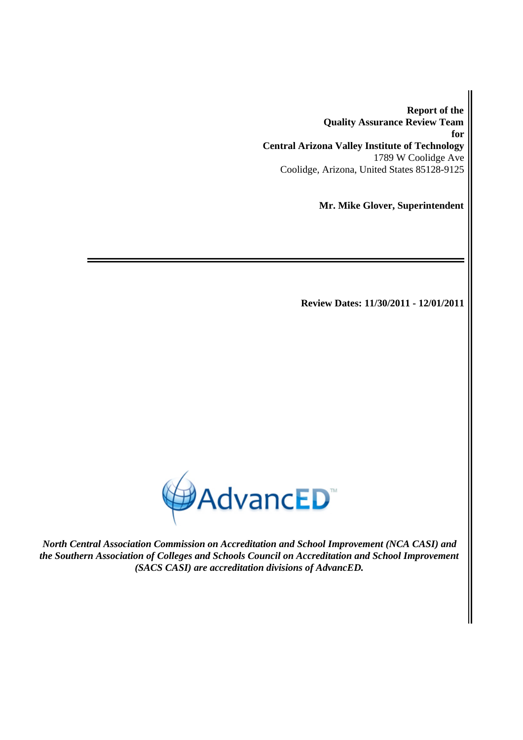**Report of the**
**Quality Assurance Review Team**
**for**
**Central Arizona Valley Institute of Technology**
1789 W Coolidge Ave
Coolidge, Arizona, United States 85128-9125

**Mr. Mike Glover, Superintendent**

---

**Review Dates: 11/30/2011 - 12/01/2011**

AdvancED™

***North Central Association Commission on Accreditation and School Improvement (NCA CASI) and the Southern Association of Colleges and Schools Council on Accreditation and School Improvement (SACS CASI) are accreditation divisions of AdvancED.***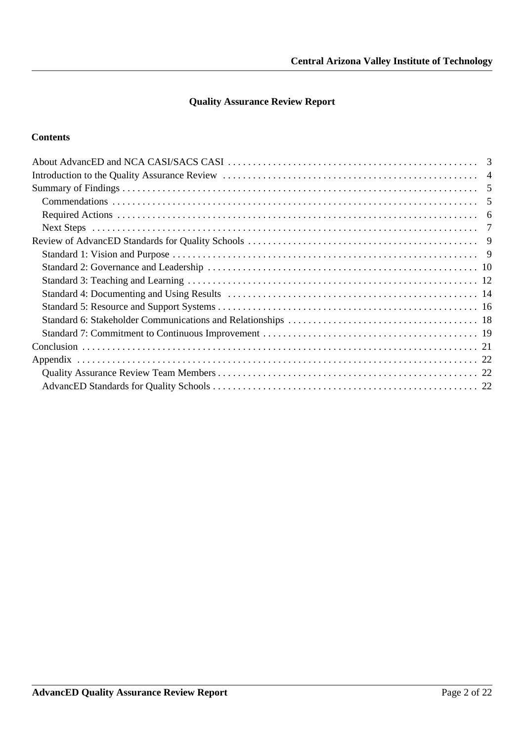# Quality Assurance Review Report

## Contents

- About AdvancED and NCA CASI/SACS CASI ..... 3
- Introduction to the Quality Assurance Review ..... 4
- Summary of Findings ..... 5
  - Commendations ..... 5
  - Required Actions ..... 6
  - Next Steps ..... 7
- Review of AdvancED Standards for Quality Schools ..... 9
  - Standard 1: Vision and Purpose ..... 9
  - Standard 2: Governance and Leadership ..... 10
  - Standard 3: Teaching and Learning ..... 12
  - Standard 4: Documenting and Using Results ..... 14
  - Standard 5: Resource and Support Systems ..... 16
  - Standard 6: Stakeholder Communications and Relationships ..... 18
  - Standard 7: Commitment to Continuous Improvement ..... 19
- Conclusion ..... 21
- Appendix ..... 22
  - Quality Assurance Review Team Members ..... 22
  - AdvancED Standards for Quality Schools ..... 22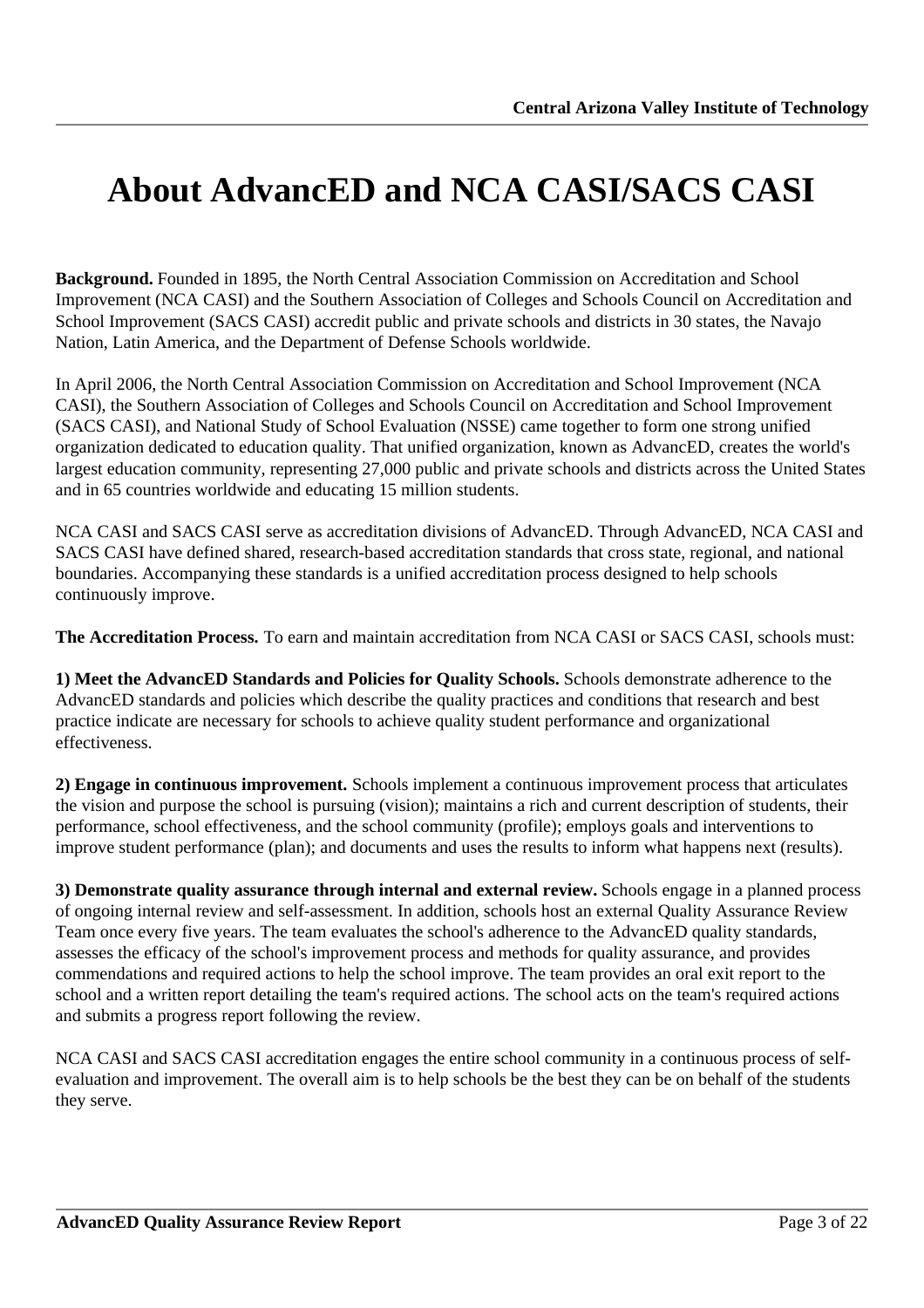# About AdvancED and NCA CASI/SACS CASI

**Background.** Founded in 1895, the North Central Association Commission on Accreditation and School Improvement (NCA CASI) and the Southern Association of Colleges and Schools Council on Accreditation and School Improvement (SACS CASI) accredit public and private schools and districts in 30 states, the Navajo Nation, Latin America, and the Department of Defense Schools worldwide.

In April 2006, the North Central Association Commission on Accreditation and School Improvement (NCA CASI), the Southern Association of Colleges and Schools Council on Accreditation and School Improvement (SACS CASI), and National Study of School Evaluation (NSSE) came together to form one strong unified organization dedicated to education quality. That unified organization, known as AdvancED, creates the world's largest education community, representing 27,000 public and private schools and districts across the United States and in 65 countries worldwide and educating 15 million students.

NCA CASI and SACS CASI serve as accreditation divisions of AdvancED. Through AdvancED, NCA CASI and SACS CASI have defined shared, research-based accreditation standards that cross state, regional, and national boundaries. Accompanying these standards is a unified accreditation process designed to help schools continuously improve.

**The Accreditation Process.** To earn and maintain accreditation from NCA CASI or SACS CASI, schools must:

**1) Meet the AdvancED Standards and Policies for Quality Schools.** Schools demonstrate adherence to the AdvancED standards and policies which describe the quality practices and conditions that research and best practice indicate are necessary for schools to achieve quality student performance and organizational effectiveness.

**2) Engage in continuous improvement.** Schools implement a continuous improvement process that articulates the vision and purpose the school is pursuing (vision); maintains a rich and current description of students, their performance, school effectiveness, and the school community (profile); employs goals and interventions to improve student performance (plan); and documents and uses the results to inform what happens next (results).

**3) Demonstrate quality assurance through internal and external review.** Schools engage in a planned process of ongoing internal review and self-assessment. In addition, schools host an external Quality Assurance Review Team once every five years. The team evaluates the school's adherence to the AdvancED quality standards, assesses the efficacy of the school's improvement process and methods for quality assurance, and provides commendations and required actions to help the school improve. The team provides an oral exit report to the school and a written report detailing the team's required actions. The school acts on the team's required actions and submits a progress report following the review.

NCA CASI and SACS CASI accreditation engages the entire school community in a continuous process of self-evaluation and improvement. The overall aim is to help schools be the best they can be on behalf of the students they serve.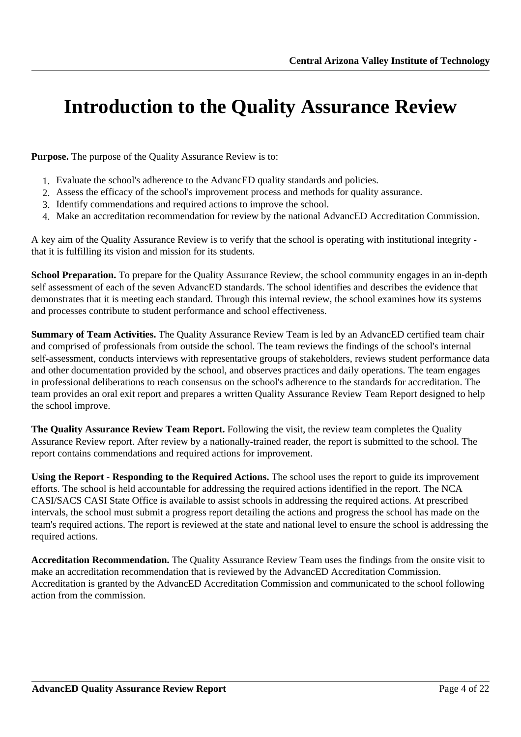# Introduction to the Quality Assurance Review

**Purpose.** The purpose of the Quality Assurance Review is to:

1. Evaluate the school's adherence to the AdvancED quality standards and policies.
2. Assess the efficacy of the school's improvement process and methods for quality assurance.
3. Identify commendations and required actions to improve the school.
4. Make an accreditation recommendation for review by the national AdvancED Accreditation Commission.

A key aim of the Quality Assurance Review is to verify that the school is operating with institutional integrity - that it is fulfilling its vision and mission for its students.

**School Preparation.** To prepare for the Quality Assurance Review, the school community engages in an in-depth self assessment of each of the seven AdvancED standards. The school identifies and describes the evidence that demonstrates that it is meeting each standard. Through this internal review, the school examines how its systems and processes contribute to student performance and school effectiveness.

**Summary of Team Activities.** The Quality Assurance Review Team is led by an AdvancED certified team chair and comprised of professionals from outside the school. The team reviews the findings of the school's internal self-assessment, conducts interviews with representative groups of stakeholders, reviews student performance data and other documentation provided by the school, and observes practices and daily operations. The team engages in professional deliberations to reach consensus on the school's adherence to the standards for accreditation. The team provides an oral exit report and prepares a written Quality Assurance Review Team Report designed to help the school improve.

**The Quality Assurance Review Team Report.** Following the visit, the review team completes the Quality Assurance Review report. After review by a nationally-trained reader, the report is submitted to the school. The report contains commendations and required actions for improvement.

**Using the Report - Responding to the Required Actions.** The school uses the report to guide its improvement efforts. The school is held accountable for addressing the required actions identified in the report. The NCA CASI/SACS CASI State Office is available to assist schools in addressing the required actions. At prescribed intervals, the school must submit a progress report detailing the actions and progress the school has made on the team's required actions. The report is reviewed at the state and national level to ensure the school is addressing the required actions.

**Accreditation Recommendation.** The Quality Assurance Review Team uses the findings from the onsite visit to make an accreditation recommendation that is reviewed by the AdvancED Accreditation Commission. Accreditation is granted by the AdvancED Accreditation Commission and communicated to the school following action from the commission.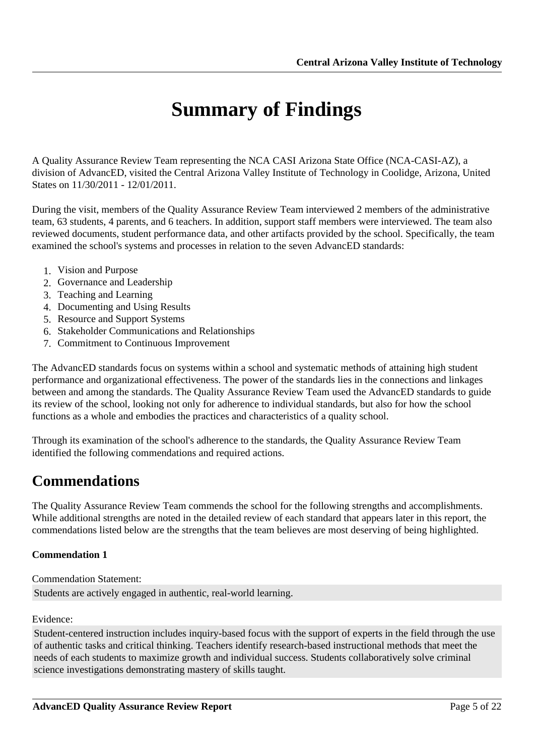# Summary of Findings

A Quality Assurance Review Team representing the NCA CASI Arizona State Office (NCA-CASI-AZ), a division of AdvancED, visited the Central Arizona Valley Institute of Technology in Coolidge, Arizona, United States on 11/30/2011 - 12/01/2011.

During the visit, members of the Quality Assurance Review Team interviewed 2 members of the administrative team, 63 students, 4 parents, and 6 teachers. In addition, support staff members were interviewed. The team also reviewed documents, student performance data, and other artifacts provided by the school. Specifically, the team examined the school's systems and processes in relation to the seven AdvancED standards:

1. Vision and Purpose
2. Governance and Leadership
3. Teaching and Learning
4. Documenting and Using Results
5. Resource and Support Systems
6. Stakeholder Communications and Relationships
7. Commitment to Continuous Improvement

The AdvancED standards focus on systems within a school and systematic methods of attaining high student performance and organizational effectiveness. The power of the standards lies in the connections and linkages between and among the standards. The Quality Assurance Review Team used the AdvancED standards to guide its review of the school, looking not only for adherence to individual standards, but also for how the school functions as a whole and embodies the practices and characteristics of a quality school.

Through its examination of the school's adherence to the standards, the Quality Assurance Review Team identified the following commendations and required actions.

## Commendations

The Quality Assurance Review Team commends the school for the following strengths and accomplishments. While additional strengths are noted in the detailed review of each standard that appears later in this report, the commendations listed below are the strengths that the team believes are most deserving of being highlighted.

**Commendation 1**

Commendation Statement:

Students are actively engaged in authentic, real-world learning.

Evidence:

Student-centered instruction includes inquiry-based focus with the support of experts in the field through the use of authentic tasks and critical thinking. Teachers identify research-based instructional methods that meet the needs of each students to maximize growth and individual success. Students collaboratively solve criminal science investigations demonstrating mastery of skills taught.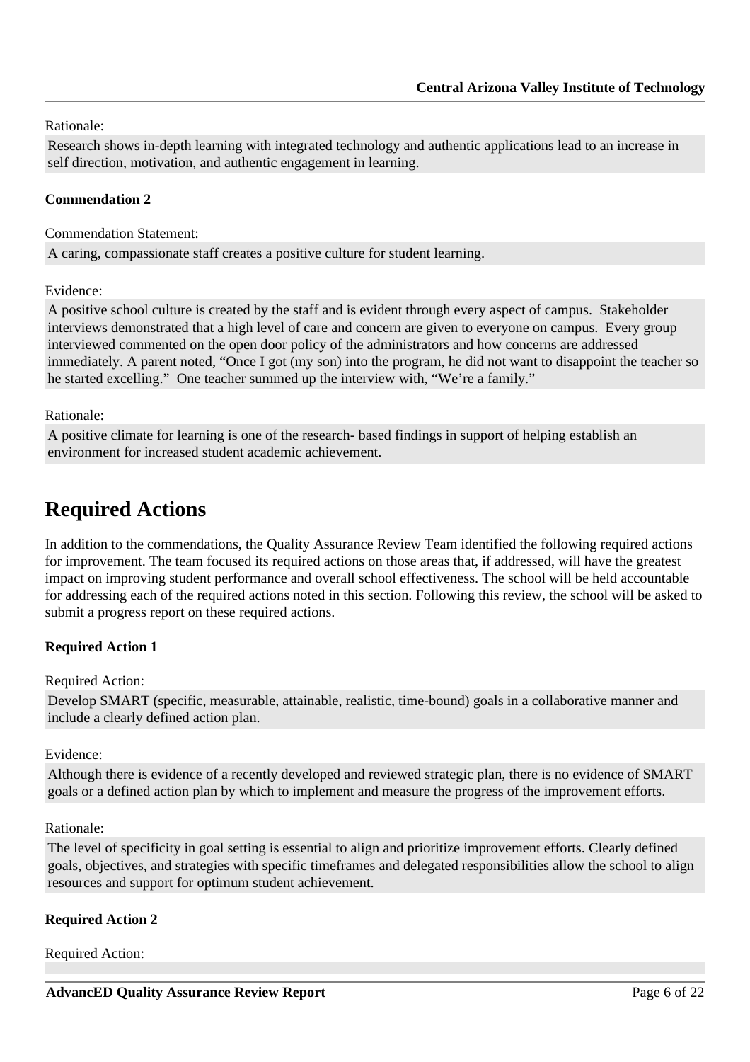Rationale:

Research shows in-depth learning with integrated technology and authentic applications lead to an increase in self direction, motivation, and authentic engagement in learning.

**Commendation 2**

Commendation Statement:

A caring, compassionate staff creates a positive culture for student learning.

Evidence:

A positive school culture is created by the staff and is evident through every aspect of campus. Stakeholder interviews demonstrated that a high level of care and concern are given to everyone on campus. Every group interviewed commented on the open door policy of the administrators and how concerns are addressed immediately. A parent noted, "Once I got (my son) into the program, he did not want to disappoint the teacher so he started excelling." One teacher summed up the interview with, "We're a family."

Rationale:

A positive climate for learning is one of the research- based findings in support of helping establish an environment for increased student academic achievement.

# Required Actions

In addition to the commendations, the Quality Assurance Review Team identified the following required actions for improvement. The team focused its required actions on those areas that, if addressed, will have the greatest impact on improving student performance and overall school effectiveness. The school will be held accountable for addressing each of the required actions noted in this section. Following this review, the school will be asked to submit a progress report on these required actions.

**Required Action 1**

Required Action:

Develop SMART (specific, measurable, attainable, realistic, time-bound) goals in a collaborative manner and include a clearly defined action plan.

Evidence:

Although there is evidence of a recently developed and reviewed strategic plan, there is no evidence of SMART goals or a defined action plan by which to implement and measure the progress of the improvement efforts.

Rationale:

The level of specificity in goal setting is essential to align and prioritize improvement efforts. Clearly defined goals, objectives, and strategies with specific timeframes and delegated responsibilities allow the school to align resources and support for optimum student achievement.

**Required Action 2**

Required Action: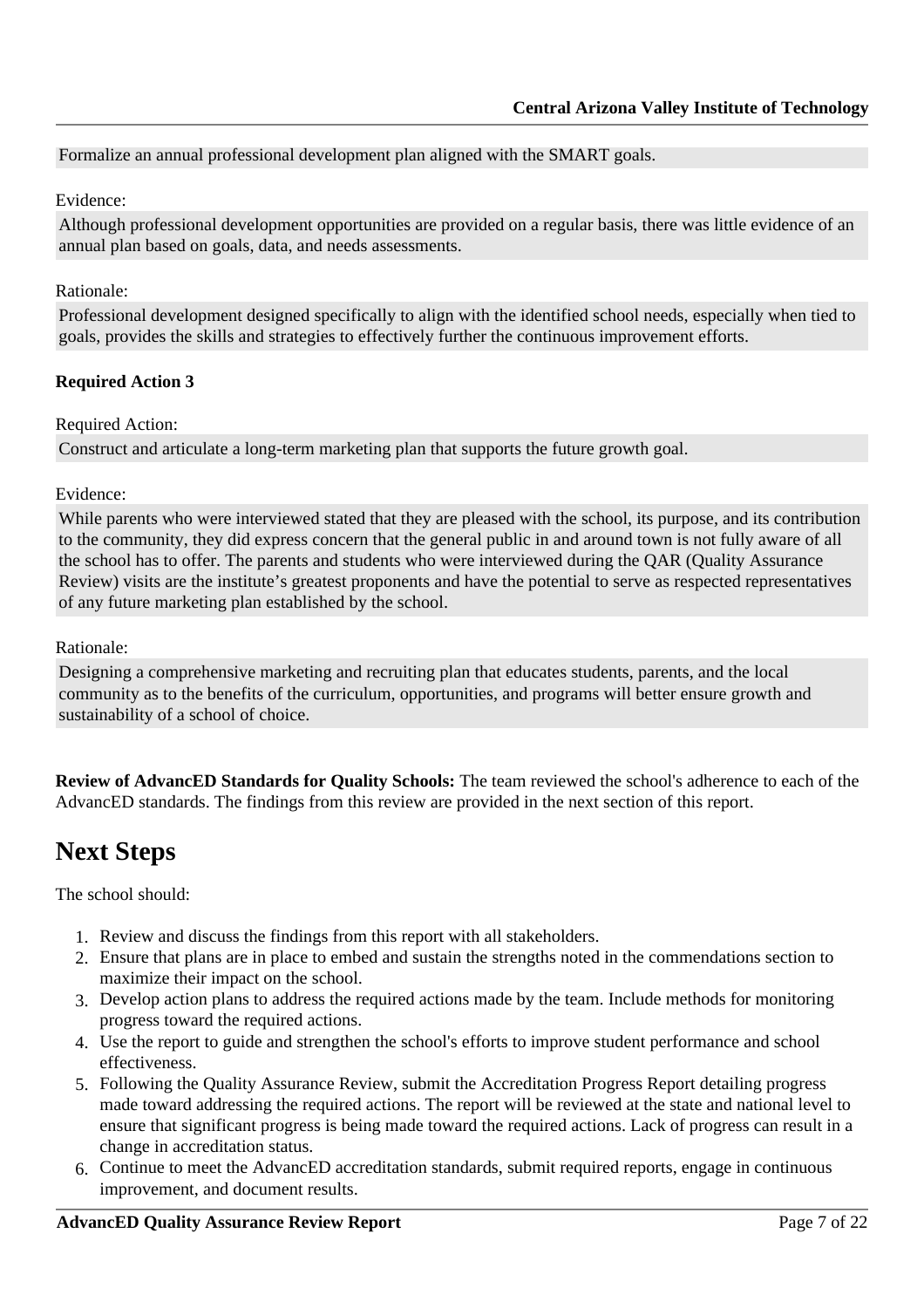Formalize an annual professional development plan aligned with the SMART goals.

Evidence:

Although professional development opportunities are provided on a regular basis, there was little evidence of an annual plan based on goals, data, and needs assessments.

Rationale:

Professional development designed specifically to align with the identified school needs, especially when tied to goals, provides the skills and strategies to effectively further the continuous improvement efforts.

**Required Action 3**

Required Action:

Construct and articulate a long-term marketing plan that supports the future growth goal.

Evidence:

While parents who were interviewed stated that they are pleased with the school, its purpose, and its contribution to the community, they did express concern that the general public in and around town is not fully aware of all the school has to offer. The parents and students who were interviewed during the QAR (Quality Assurance Review) visits are the institute's greatest proponents and have the potential to serve as respected representatives of any future marketing plan established by the school.

Rationale:

Designing a comprehensive marketing and recruiting plan that educates students, parents, and the local community as to the benefits of the curriculum, opportunities, and programs will better ensure growth and sustainability of a school of choice.

**Review of AdvancED Standards for Quality Schools:** The team reviewed the school's adherence to each of the AdvancED standards. The findings from this review are provided in the next section of this report.

# Next Steps

The school should:

1. Review and discuss the findings from this report with all stakeholders.
2. Ensure that plans are in place to embed and sustain the strengths noted in the commendations section to maximize their impact on the school.
3. Develop action plans to address the required actions made by the team. Include methods for monitoring progress toward the required actions.
4. Use the report to guide and strengthen the school's efforts to improve student performance and school effectiveness.
5. Following the Quality Assurance Review, submit the Accreditation Progress Report detailing progress made toward addressing the required actions. The report will be reviewed at the state and national level to ensure that significant progress is being made toward the required actions. Lack of progress can result in a change in accreditation status.
6. Continue to meet the AdvancED accreditation standards, submit required reports, engage in continuous improvement, and document results.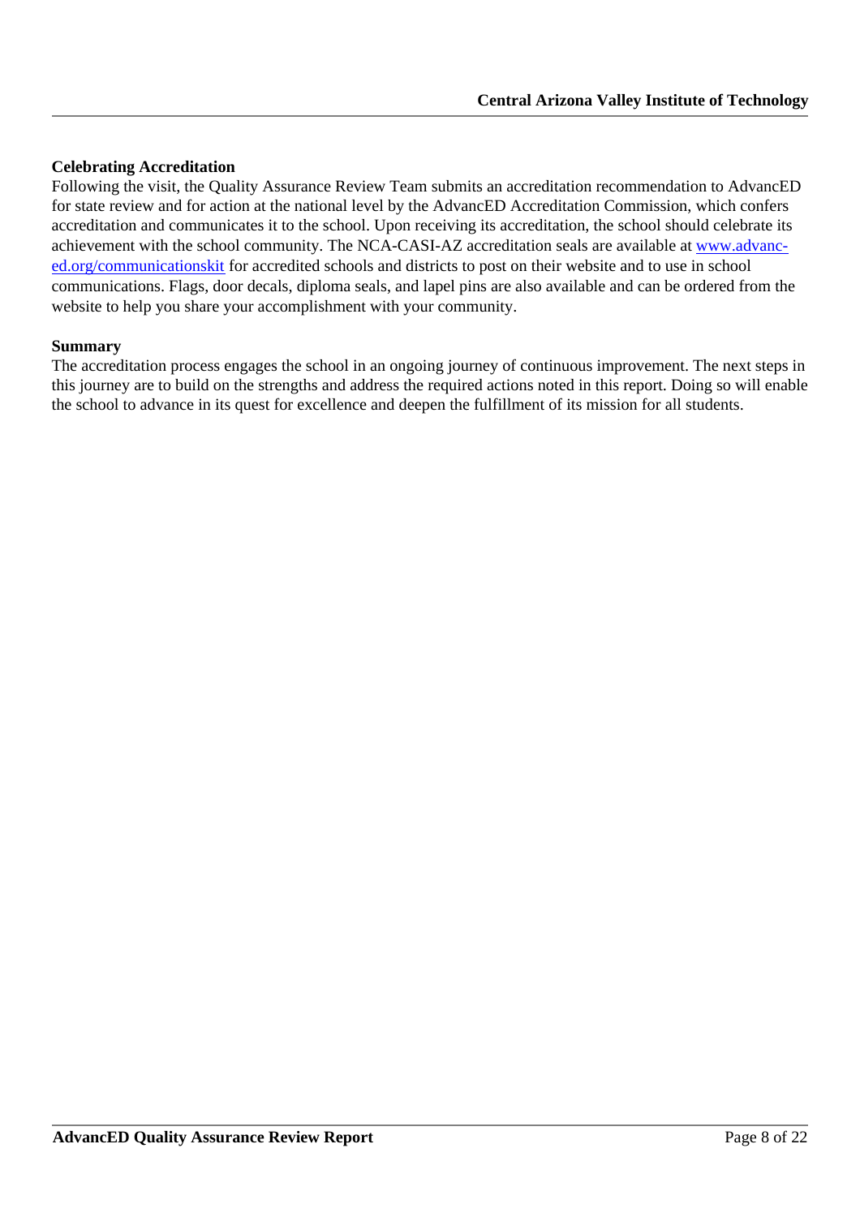**Celebrating Accreditation**

Following the visit, the Quality Assurance Review Team submits an accreditation recommendation to AdvancED for state review and for action at the national level by the AdvancED Accreditation Commission, which confers accreditation and communicates it to the school. Upon receiving its accreditation, the school should celebrate its achievement with the school community. The NCA-CASI-AZ accreditation seals are available at [www.advanc-ed.org/communicationskit](www.advanc-ed.org/communicationskit) for accredited schools and districts to post on their website and to use in school communications. Flags, door decals, diploma seals, and lapel pins are also available and can be ordered from the website to help you share your accomplishment with your community.

**Summary**

The accreditation process engages the school in an ongoing journey of continuous improvement. The next steps in this journey are to build on the strengths and address the required actions noted in this report. Doing so will enable the school to advance in its quest for excellence and deepen the fulfillment of its mission for all students.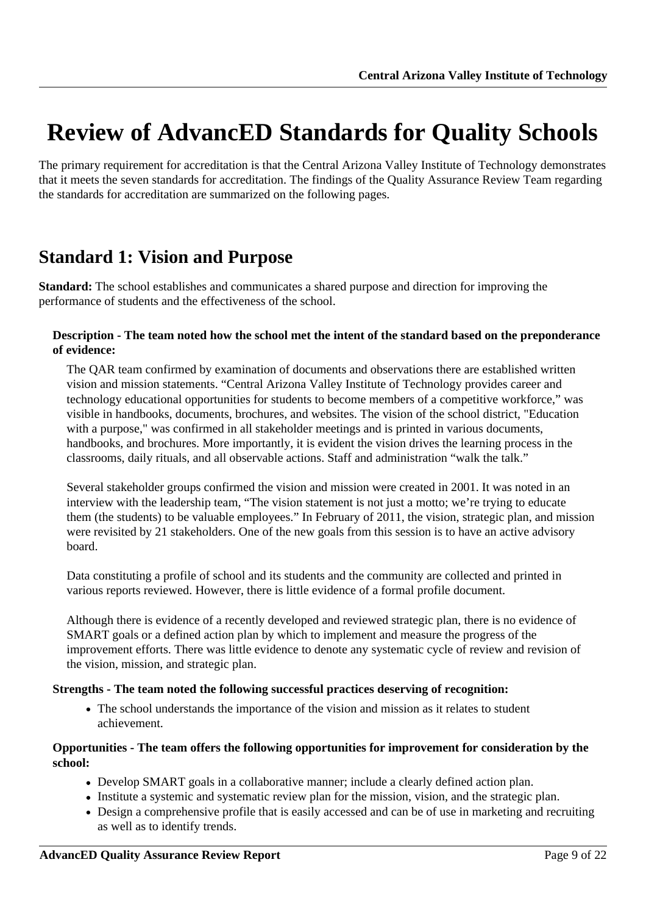# Review of AdvancED Standards for Quality Schools

The primary requirement for accreditation is that the Central Arizona Valley Institute of Technology demonstrates that it meets the seven standards for accreditation. The findings of the Quality Assurance Review Team regarding the standards for accreditation are summarized on the following pages.

## Standard 1: Vision and Purpose

**Standard:** The school establishes and communicates a shared purpose and direction for improving the performance of students and the effectiveness of the school.

**Description - The team noted how the school met the intent of the standard based on the preponderance of evidence:**

The QAR team confirmed by examination of documents and observations there are established written vision and mission statements. "Central Arizona Valley Institute of Technology provides career and technology educational opportunities for students to become members of a competitive workforce," was visible in handbooks, documents, brochures, and websites. The vision of the school district, "Education with a purpose," was confirmed in all stakeholder meetings and is printed in various documents, handbooks, and brochures. More importantly, it is evident the vision drives the learning process in the classrooms, daily rituals, and all observable actions. Staff and administration "walk the talk."

Several stakeholder groups confirmed the vision and mission were created in 2001. It was noted in an interview with the leadership team, "The vision statement is not just a motto; we're trying to educate them (the students) to be valuable employees." In February of 2011, the vision, strategic plan, and mission were revisited by 21 stakeholders. One of the new goals from this session is to have an active advisory board.

Data constituting a profile of school and its students and the community are collected and printed in various reports reviewed. However, there is little evidence of a formal profile document.

Although there is evidence of a recently developed and reviewed strategic plan, there is no evidence of SMART goals or a defined action plan by which to implement and measure the progress of the improvement efforts. There was little evidence to denote any systematic cycle of review and revision of the vision, mission, and strategic plan.

**Strengths - The team noted the following successful practices deserving of recognition:**

- The school understands the importance of the vision and mission as it relates to student achievement.

**Opportunities - The team offers the following opportunities for improvement for consideration by the school:**

- Develop SMART goals in a collaborative manner; include a clearly defined action plan.
- Institute a systemic and systematic review plan for the mission, vision, and the strategic plan.
- Design a comprehensive profile that is easily accessed and can be of use in marketing and recruiting as well as to identify trends.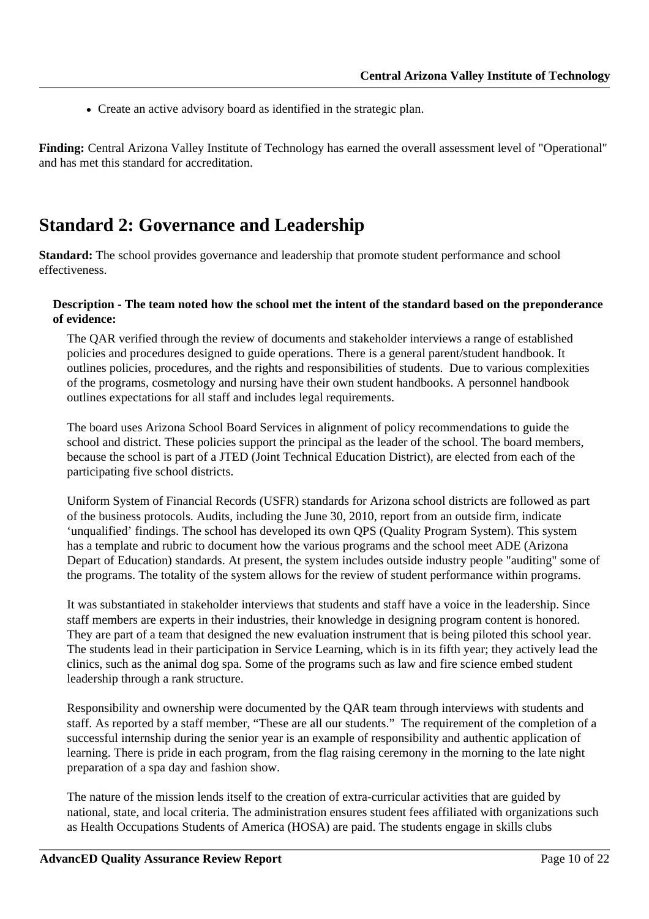- Create an active advisory board as identified in the strategic plan.

**Finding:** Central Arizona Valley Institute of Technology has earned the overall assessment level of "Operational" and has met this standard for accreditation.

## Standard 2: Governance and Leadership

**Standard:** The school provides governance and leadership that promote student performance and school effectiveness.

**Description - The team noted how the school met the intent of the standard based on the preponderance of evidence:**

The QAR verified through the review of documents and stakeholder interviews a range of established policies and procedures designed to guide operations. There is a general parent/student handbook. It outlines policies, procedures, and the rights and responsibilities of students. Due to various complexities of the programs, cosmetology and nursing have their own student handbooks. A personnel handbook outlines expectations for all staff and includes legal requirements.

The board uses Arizona School Board Services in alignment of policy recommendations to guide the school and district. These policies support the principal as the leader of the school. The board members, because the school is part of a JTED (Joint Technical Education District), are elected from each of the participating five school districts.

Uniform System of Financial Records (USFR) standards for Arizona school districts are followed as part of the business protocols. Audits, including the June 30, 2010, report from an outside firm, indicate 'unqualified' findings. The school has developed its own QPS (Quality Program System). This system has a template and rubric to document how the various programs and the school meet ADE (Arizona Depart of Education) standards. At present, the system includes outside industry people "auditing" some of the programs. The totality of the system allows for the review of student performance within programs.

It was substantiated in stakeholder interviews that students and staff have a voice in the leadership. Since staff members are experts in their industries, their knowledge in designing program content is honored. They are part of a team that designed the new evaluation instrument that is being piloted this school year. The students lead in their participation in Service Learning, which is in its fifth year; they actively lead the clinics, such as the animal dog spa. Some of the programs such as law and fire science embed student leadership through a rank structure.

Responsibility and ownership were documented by the QAR team through interviews with students and staff. As reported by a staff member, "These are all our students." The requirement of the completion of a successful internship during the senior year is an example of responsibility and authentic application of learning. There is pride in each program, from the flag raising ceremony in the morning to the late night preparation of a spa day and fashion show.

The nature of the mission lends itself to the creation of extra-curricular activities that are guided by national, state, and local criteria. The administration ensures student fees affiliated with organizations such as Health Occupations Students of America (HOSA) are paid. The students engage in skills clubs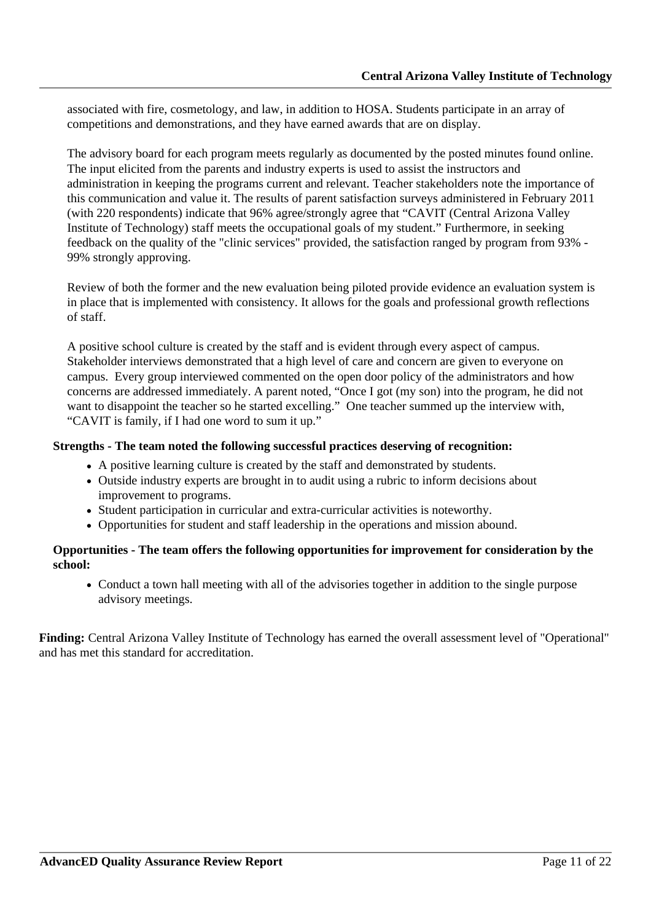associated with fire, cosmetology, and law, in addition to HOSA. Students participate in an array of competitions and demonstrations, and they have earned awards that are on display.

The advisory board for each program meets regularly as documented by the posted minutes found online. The input elicited from the parents and industry experts is used to assist the instructors and administration in keeping the programs current and relevant. Teacher stakeholders note the importance of this communication and value it. The results of parent satisfaction surveys administered in February 2011 (with 220 respondents) indicate that 96% agree/strongly agree that “CAVIT (Central Arizona Valley Institute of Technology) staff meets the occupational goals of my student.” Furthermore, in seeking feedback on the quality of the "clinic services" provided, the satisfaction ranged by program from 93% - 99% strongly approving.

Review of both the former and the new evaluation being piloted provide evidence an evaluation system is in place that is implemented with consistency. It allows for the goals and professional growth reflections of staff.

A positive school culture is created by the staff and is evident through every aspect of campus. Stakeholder interviews demonstrated that a high level of care and concern are given to everyone on campus. Every group interviewed commented on the open door policy of the administrators and how concerns are addressed immediately. A parent noted, “Once I got (my son) into the program, he did not want to disappoint the teacher so he started excelling.” One teacher summed up the interview with, “CAVIT is family, if I had one word to sum it up.”

**Strengths - The team noted the following successful practices deserving of recognition:**

- A positive learning culture is created by the staff and demonstrated by students.
- Outside industry experts are brought in to audit using a rubric to inform decisions about improvement to programs.
- Student participation in curricular and extra-curricular activities is noteworthy.
- Opportunities for student and staff leadership in the operations and mission abound.

**Opportunities - The team offers the following opportunities for improvement for consideration by the school:**

- Conduct a town hall meeting with all of the advisories together in addition to the single purpose advisory meetings.

**Finding:** Central Arizona Valley Institute of Technology has earned the overall assessment level of "Operational" and has met this standard for accreditation.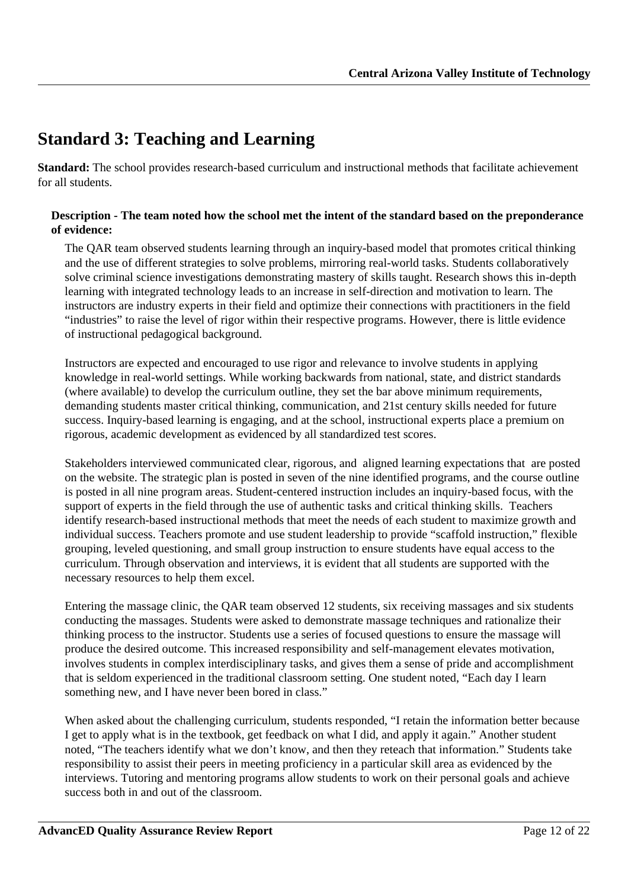## Standard 3: Teaching and Learning

**Standard:** The school provides research-based curriculum and instructional methods that facilitate achievement for all students.

**Description - The team noted how the school met the intent of the standard based on the preponderance of evidence:**

The QAR team observed students learning through an inquiry-based model that promotes critical thinking and the use of different strategies to solve problems, mirroring real-world tasks. Students collaboratively solve criminal science investigations demonstrating mastery of skills taught. Research shows this in-depth learning with integrated technology leads to an increase in self-direction and motivation to learn. The instructors are industry experts in their field and optimize their connections with practitioners in the field "industries" to raise the level of rigor within their respective programs. However, there is little evidence of instructional pedagogical background.

Instructors are expected and encouraged to use rigor and relevance to involve students in applying knowledge in real-world settings. While working backwards from national, state, and district standards (where available) to develop the curriculum outline, they set the bar above minimum requirements, demanding students master critical thinking, communication, and 21st century skills needed for future success. Inquiry-based learning is engaging, and at the school, instructional experts place a premium on rigorous, academic development as evidenced by all standardized test scores.

Stakeholders interviewed communicated clear, rigorous, and aligned learning expectations that are posted on the website. The strategic plan is posted in seven of the nine identified programs, and the course outline is posted in all nine program areas. Student-centered instruction includes an inquiry-based focus, with the support of experts in the field through the use of authentic tasks and critical thinking skills. Teachers identify research-based instructional methods that meet the needs of each student to maximize growth and individual success. Teachers promote and use student leadership to provide "scaffold instruction," flexible grouping, leveled questioning, and small group instruction to ensure students have equal access to the curriculum. Through observation and interviews, it is evident that all students are supported with the necessary resources to help them excel.

Entering the massage clinic, the QAR team observed 12 students, six receiving massages and six students conducting the massages. Students were asked to demonstrate massage techniques and rationalize their thinking process to the instructor. Students use a series of focused questions to ensure the massage will produce the desired outcome. This increased responsibility and self-management elevates motivation, involves students in complex interdisciplinary tasks, and gives them a sense of pride and accomplishment that is seldom experienced in the traditional classroom setting. One student noted, "Each day I learn something new, and I have never been bored in class."

When asked about the challenging curriculum, students responded, "I retain the information better because I get to apply what is in the textbook, get feedback on what I did, and apply it again." Another student noted, "The teachers identify what we don't know, and then they reteach that information." Students take responsibility to assist their peers in meeting proficiency in a particular skill area as evidenced by the interviews. Tutoring and mentoring programs allow students to work on their personal goals and achieve success both in and out of the classroom.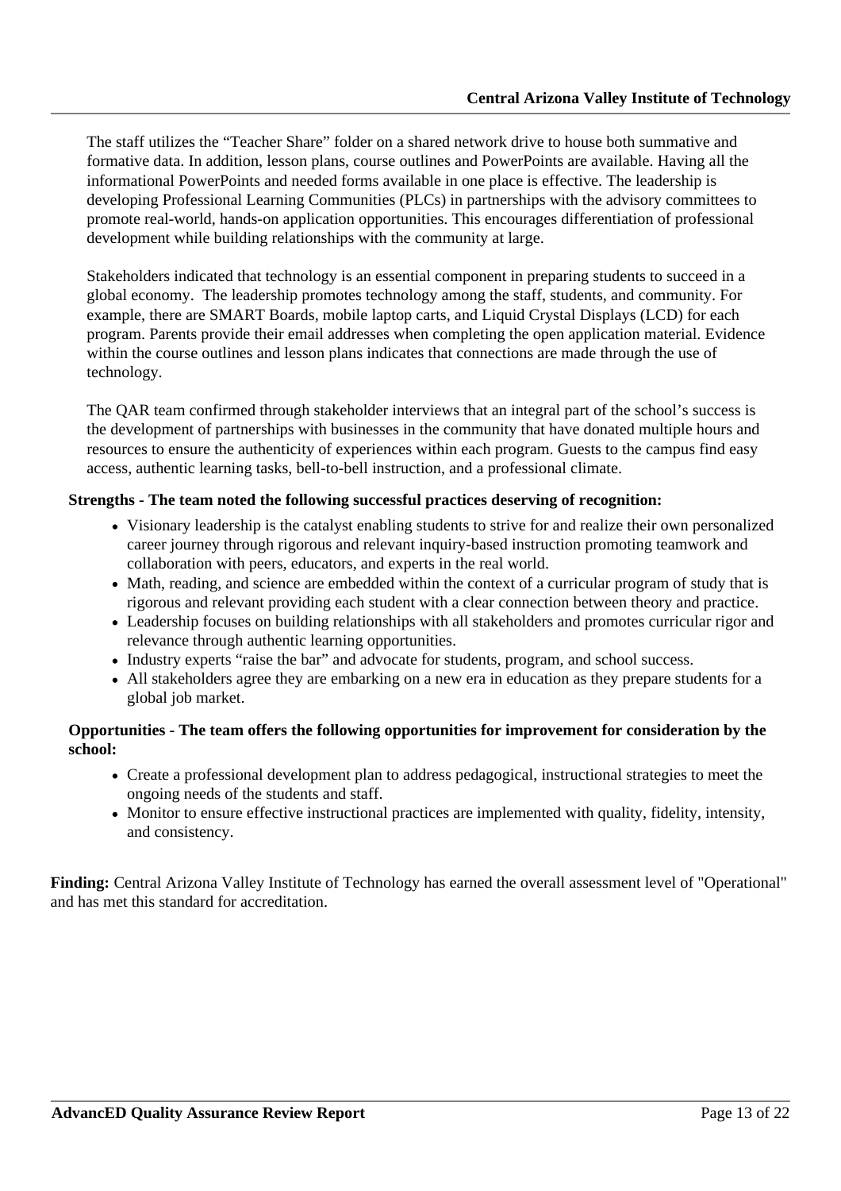The staff utilizes the "Teacher Share" folder on a shared network drive to house both summative and formative data. In addition, lesson plans, course outlines and PowerPoints are available. Having all the informational PowerPoints and needed forms available in one place is effective. The leadership is developing Professional Learning Communities (PLCs) in partnerships with the advisory committees to promote real-world, hands-on application opportunities. This encourages differentiation of professional development while building relationships with the community at large.

Stakeholders indicated that technology is an essential component in preparing students to succeed in a global economy. The leadership promotes technology among the staff, students, and community. For example, there are SMART Boards, mobile laptop carts, and Liquid Crystal Displays (LCD) for each program. Parents provide their email addresses when completing the open application material. Evidence within the course outlines and lesson plans indicates that connections are made through the use of technology.

The QAR team confirmed through stakeholder interviews that an integral part of the school's success is the development of partnerships with businesses in the community that have donated multiple hours and resources to ensure the authenticity of experiences within each program. Guests to the campus find easy access, authentic learning tasks, bell-to-bell instruction, and a professional climate.

**Strengths - The team noted the following successful practices deserving of recognition:**

- Visionary leadership is the catalyst enabling students to strive for and realize their own personalized career journey through rigorous and relevant inquiry-based instruction promoting teamwork and collaboration with peers, educators, and experts in the real world.
- Math, reading, and science are embedded within the context of a curricular program of study that is rigorous and relevant providing each student with a clear connection between theory and practice.
- Leadership focuses on building relationships with all stakeholders and promotes curricular rigor and relevance through authentic learning opportunities.
- Industry experts "raise the bar" and advocate for students, program, and school success.
- All stakeholders agree they are embarking on a new era in education as they prepare students for a global job market.

**Opportunities - The team offers the following opportunities for improvement for consideration by the school:**

- Create a professional development plan to address pedagogical, instructional strategies to meet the ongoing needs of the students and staff.
- Monitor to ensure effective instructional practices are implemented with quality, fidelity, intensity, and consistency.

**Finding:** Central Arizona Valley Institute of Technology has earned the overall assessment level of "Operational" and has met this standard for accreditation.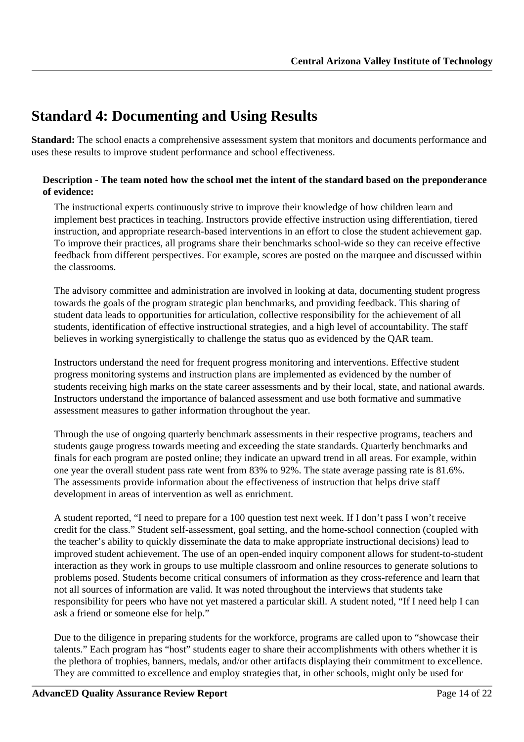## Standard 4: Documenting and Using Results

**Standard:** The school enacts a comprehensive assessment system that monitors and documents performance and uses these results to improve student performance and school effectiveness.

**Description - The team noted how the school met the intent of the standard based on the preponderance of evidence:**

The instructional experts continuously strive to improve their knowledge of how children learn and implement best practices in teaching. Instructors provide effective instruction using differentiation, tiered instruction, and appropriate research-based interventions in an effort to close the student achievement gap. To improve their practices, all programs share their benchmarks school-wide so they can receive effective feedback from different perspectives. For example, scores are posted on the marquee and discussed within the classrooms.

The advisory committee and administration are involved in looking at data, documenting student progress towards the goals of the program strategic plan benchmarks, and providing feedback. This sharing of student data leads to opportunities for articulation, collective responsibility for the achievement of all students, identification of effective instructional strategies, and a high level of accountability. The staff believes in working synergistically to challenge the status quo as evidenced by the QAR team.

Instructors understand the need for frequent progress monitoring and interventions. Effective student progress monitoring systems and instruction plans are implemented as evidenced by the number of students receiving high marks on the state career assessments and by their local, state, and national awards. Instructors understand the importance of balanced assessment and use both formative and summative assessment measures to gather information throughout the year.

Through the use of ongoing quarterly benchmark assessments in their respective programs, teachers and students gauge progress towards meeting and exceeding the state standards. Quarterly benchmarks and finals for each program are posted online; they indicate an upward trend in all areas. For example, within one year the overall student pass rate went from 83% to 92%. The state average passing rate is 81.6%. The assessments provide information about the effectiveness of instruction that helps drive staff development in areas of intervention as well as enrichment.

A student reported, "I need to prepare for a 100 question test next week. If I don't pass I won't receive credit for the class." Student self-assessment, goal setting, and the home-school connection (coupled with the teacher's ability to quickly disseminate the data to make appropriate instructional decisions) lead to improved student achievement. The use of an open-ended inquiry component allows for student-to-student interaction as they work in groups to use multiple classroom and online resources to generate solutions to problems posed. Students become critical consumers of information as they cross-reference and learn that not all sources of information are valid. It was noted throughout the interviews that students take responsibility for peers who have not yet mastered a particular skill. A student noted, "If I need help I can ask a friend or someone else for help."

Due to the diligence in preparing students for the workforce, programs are called upon to "showcase their talents." Each program has "host" students eager to share their accomplishments with others whether it is the plethora of trophies, banners, medals, and/or other artifacts displaying their commitment to excellence. They are committed to excellence and employ strategies that, in other schools, might only be used for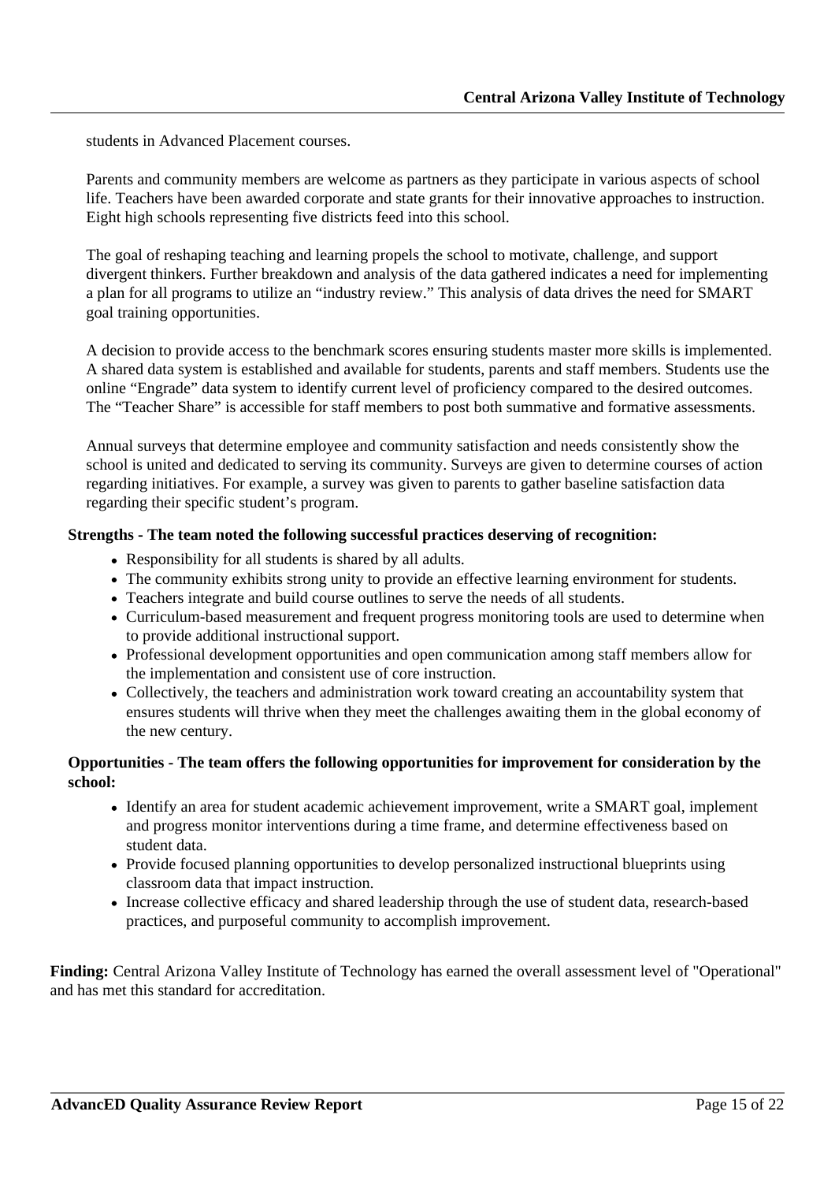students in Advanced Placement courses.

Parents and community members are welcome as partners as they participate in various aspects of school life. Teachers have been awarded corporate and state grants for their innovative approaches to instruction. Eight high schools representing five districts feed into this school.

The goal of reshaping teaching and learning propels the school to motivate, challenge, and support divergent thinkers. Further breakdown and analysis of the data gathered indicates a need for implementing a plan for all programs to utilize an "industry review." This analysis of data drives the need for SMART goal training opportunities.

A decision to provide access to the benchmark scores ensuring students master more skills is implemented. A shared data system is established and available for students, parents and staff members. Students use the online "Engrade" data system to identify current level of proficiency compared to the desired outcomes. The "Teacher Share" is accessible for staff members to post both summative and formative assessments.

Annual surveys that determine employee and community satisfaction and needs consistently show the school is united and dedicated to serving its community. Surveys are given to determine courses of action regarding initiatives. For example, a survey was given to parents to gather baseline satisfaction data regarding their specific student's program.

**Strengths - The team noted the following successful practices deserving of recognition:**

- Responsibility for all students is shared by all adults.
- The community exhibits strong unity to provide an effective learning environment for students.
- Teachers integrate and build course outlines to serve the needs of all students.
- Curriculum-based measurement and frequent progress monitoring tools are used to determine when to provide additional instructional support.
- Professional development opportunities and open communication among staff members allow for the implementation and consistent use of core instruction.
- Collectively, the teachers and administration work toward creating an accountability system that ensures students will thrive when they meet the challenges awaiting them in the global economy of the new century.

**Opportunities - The team offers the following opportunities for improvement for consideration by the school:**

- Identify an area for student academic achievement improvement, write a SMART goal, implement and progress monitor interventions during a time frame, and determine effectiveness based on student data.
- Provide focused planning opportunities to develop personalized instructional blueprints using classroom data that impact instruction.
- Increase collective efficacy and shared leadership through the use of student data, research-based practices, and purposeful community to accomplish improvement.

**Finding:** Central Arizona Valley Institute of Technology has earned the overall assessment level of "Operational" and has met this standard for accreditation.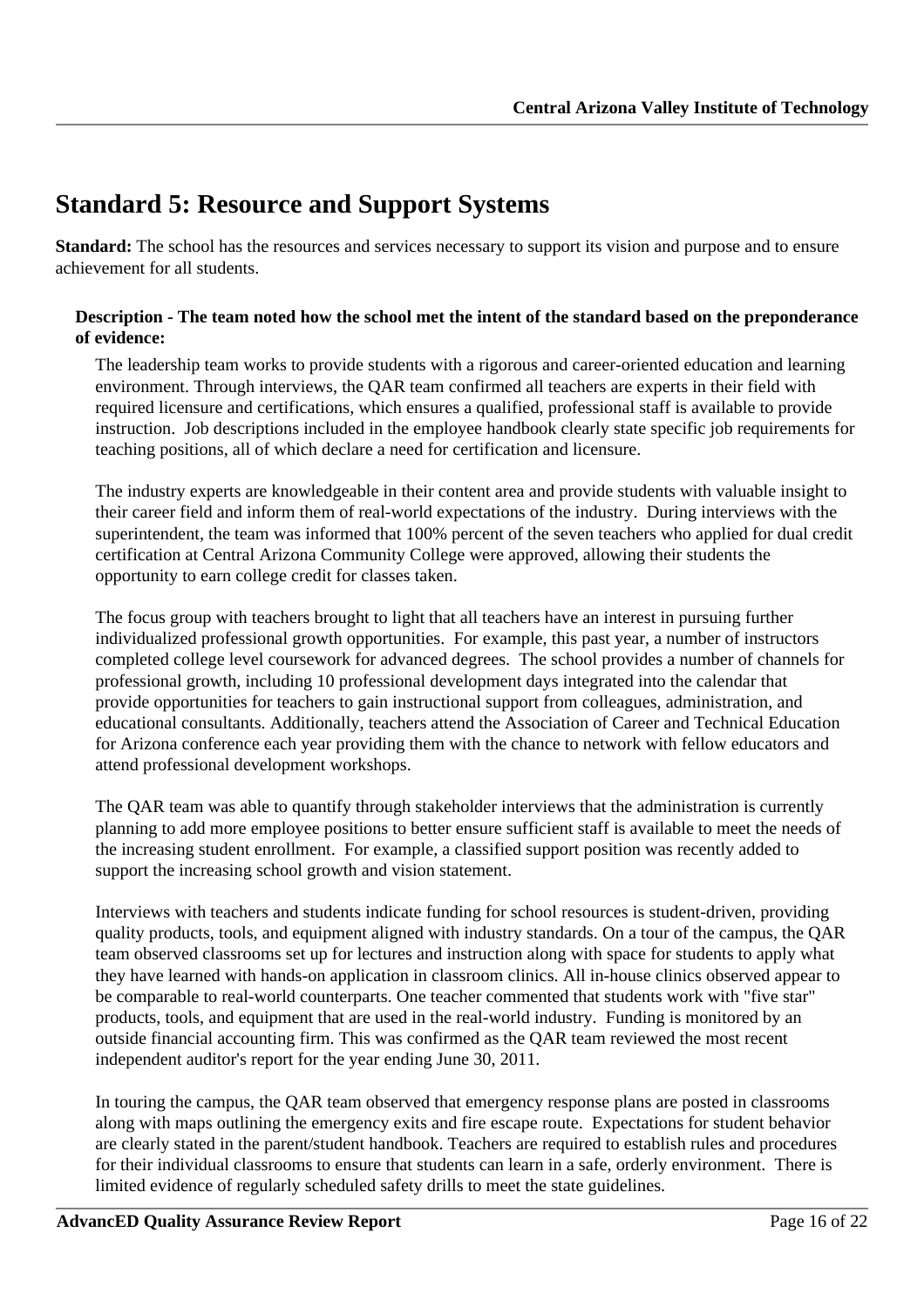## Standard 5: Resource and Support Systems

**Standard:** The school has the resources and services necessary to support its vision and purpose and to ensure achievement for all students.

**Description - The team noted how the school met the intent of the standard based on the preponderance of evidence:**

The leadership team works to provide students with a rigorous and career-oriented education and learning environment. Through interviews, the QAR team confirmed all teachers are experts in their field with required licensure and certifications, which ensures a qualified, professional staff is available to provide instruction. Job descriptions included in the employee handbook clearly state specific job requirements for teaching positions, all of which declare a need for certification and licensure.

The industry experts are knowledgeable in their content area and provide students with valuable insight to their career field and inform them of real-world expectations of the industry. During interviews with the superintendent, the team was informed that 100% percent of the seven teachers who applied for dual credit certification at Central Arizona Community College were approved, allowing their students the opportunity to earn college credit for classes taken.

The focus group with teachers brought to light that all teachers have an interest in pursuing further individualized professional growth opportunities. For example, this past year, a number of instructors completed college level coursework for advanced degrees. The school provides a number of channels for professional growth, including 10 professional development days integrated into the calendar that provide opportunities for teachers to gain instructional support from colleagues, administration, and educational consultants. Additionally, teachers attend the Association of Career and Technical Education for Arizona conference each year providing them with the chance to network with fellow educators and attend professional development workshops.

The QAR team was able to quantify through stakeholder interviews that the administration is currently planning to add more employee positions to better ensure sufficient staff is available to meet the needs of the increasing student enrollment. For example, a classified support position was recently added to support the increasing school growth and vision statement.

Interviews with teachers and students indicate funding for school resources is student-driven, providing quality products, tools, and equipment aligned with industry standards. On a tour of the campus, the QAR team observed classrooms set up for lectures and instruction along with space for students to apply what they have learned with hands-on application in classroom clinics. All in-house clinics observed appear to be comparable to real-world counterparts. One teacher commented that students work with "five star" products, tools, and equipment that are used in the real-world industry. Funding is monitored by an outside financial accounting firm. This was confirmed as the QAR team reviewed the most recent independent auditor's report for the year ending June 30, 2011.

In touring the campus, the QAR team observed that emergency response plans are posted in classrooms along with maps outlining the emergency exits and fire escape route. Expectations for student behavior are clearly stated in the parent/student handbook. Teachers are required to establish rules and procedures for their individual classrooms to ensure that students can learn in a safe, orderly environment. There is limited evidence of regularly scheduled safety drills to meet the state guidelines.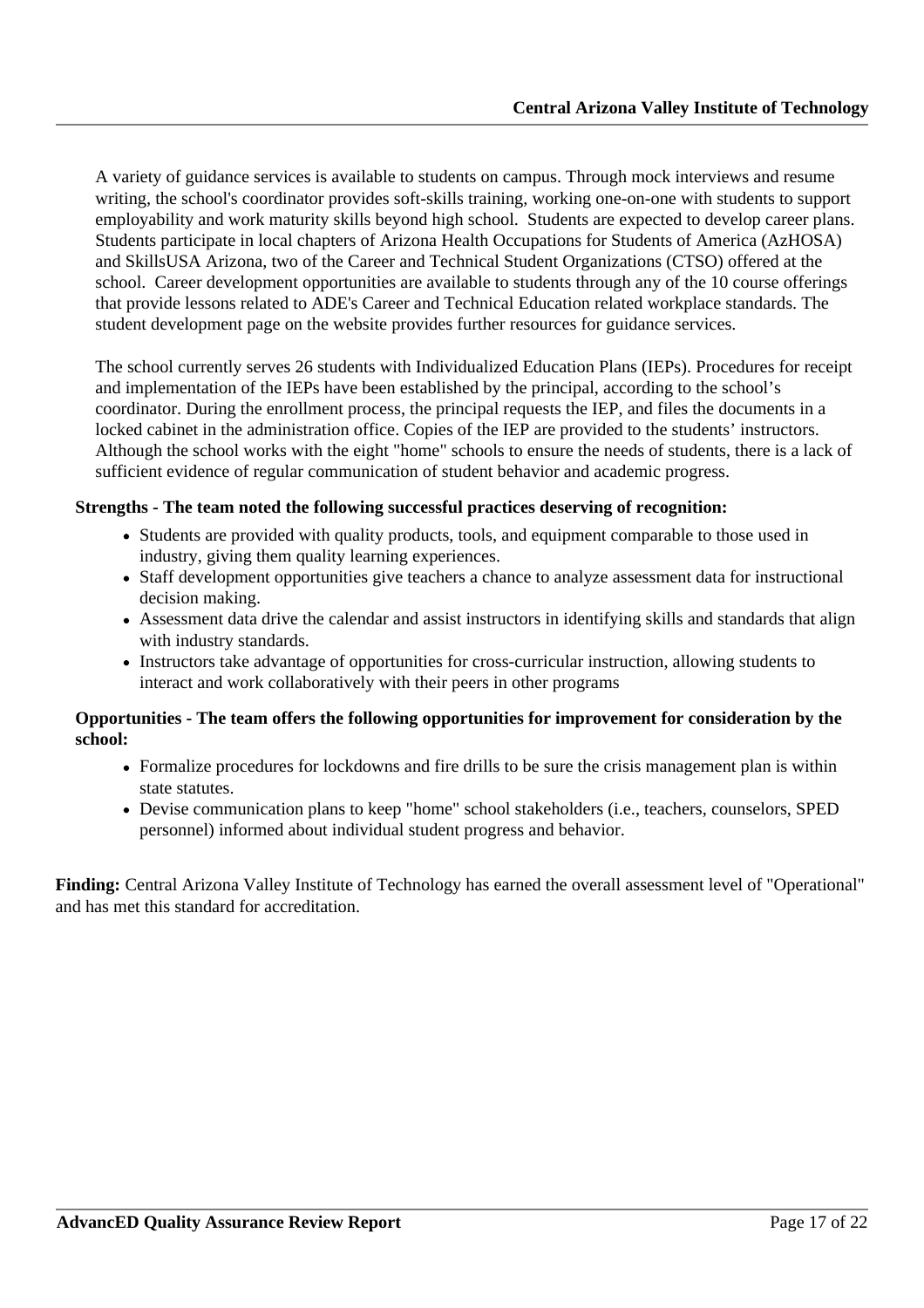A variety of guidance services is available to students on campus. Through mock interviews and resume writing, the school's coordinator provides soft-skills training, working one-on-one with students to support employability and work maturity skills beyond high school. Students are expected to develop career plans. Students participate in local chapters of Arizona Health Occupations for Students of America (AzHOSA) and SkillsUSA Arizona, two of the Career and Technical Student Organizations (CTSO) offered at the school. Career development opportunities are available to students through any of the 10 course offerings that provide lessons related to ADE's Career and Technical Education related workplace standards. The student development page on the website provides further resources for guidance services.

The school currently serves 26 students with Individualized Education Plans (IEPs). Procedures for receipt and implementation of the IEPs have been established by the principal, according to the school's coordinator. During the enrollment process, the principal requests the IEP, and files the documents in a locked cabinet in the administration office. Copies of the IEP are provided to the students' instructors. Although the school works with the eight "home" schools to ensure the needs of students, there is a lack of sufficient evidence of regular communication of student behavior and academic progress.

**Strengths - The team noted the following successful practices deserving of recognition:**

- Students are provided with quality products, tools, and equipment comparable to those used in industry, giving them quality learning experiences.
- Staff development opportunities give teachers a chance to analyze assessment data for instructional decision making.
- Assessment data drive the calendar and assist instructors in identifying skills and standards that align with industry standards.
- Instructors take advantage of opportunities for cross-curricular instruction, allowing students to interact and work collaboratively with their peers in other programs

**Opportunities - The team offers the following opportunities for improvement for consideration by the school:**

- Formalize procedures for lockdowns and fire drills to be sure the crisis management plan is within state statutes.
- Devise communication plans to keep "home" school stakeholders (i.e., teachers, counselors, SPED personnel) informed about individual student progress and behavior.

**Finding:** Central Arizona Valley Institute of Technology has earned the overall assessment level of "Operational" and has met this standard for accreditation.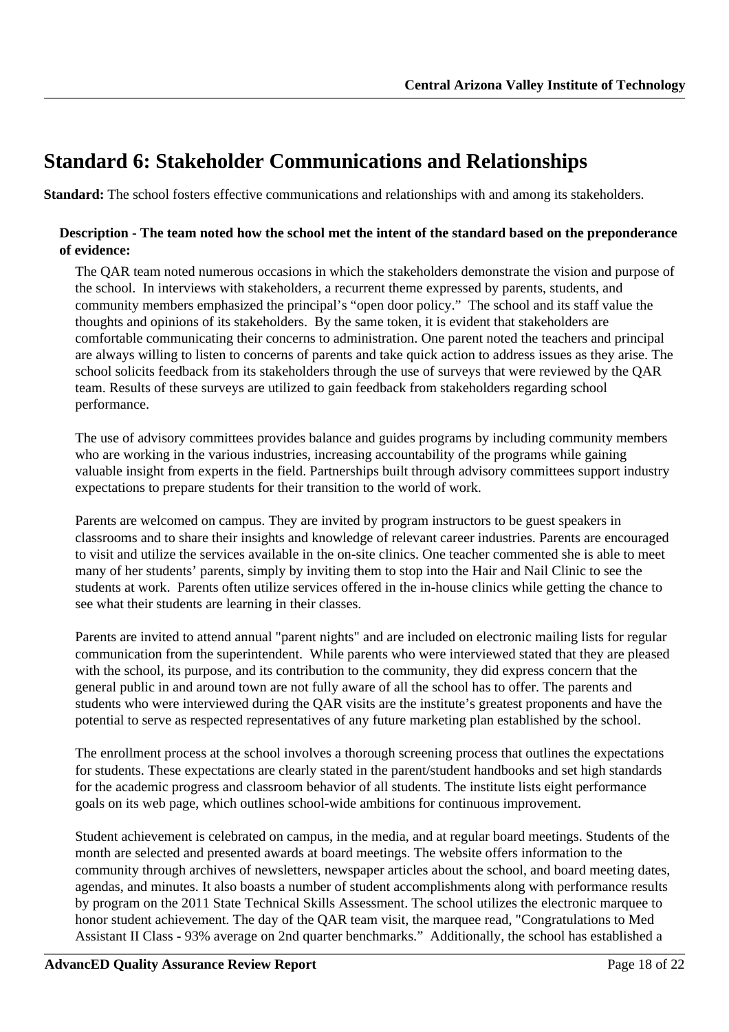## Standard 6: Stakeholder Communications and Relationships

**Standard:** The school fosters effective communications and relationships with and among its stakeholders.

**Description - The team noted how the school met the intent of the standard based on the preponderance of evidence:**

The QAR team noted numerous occasions in which the stakeholders demonstrate the vision and purpose of the school. In interviews with stakeholders, a recurrent theme expressed by parents, students, and community members emphasized the principal's "open door policy." The school and its staff value the thoughts and opinions of its stakeholders. By the same token, it is evident that stakeholders are comfortable communicating their concerns to administration. One parent noted the teachers and principal are always willing to listen to concerns of parents and take quick action to address issues as they arise. The school solicits feedback from its stakeholders through the use of surveys that were reviewed by the QAR team. Results of these surveys are utilized to gain feedback from stakeholders regarding school performance.

The use of advisory committees provides balance and guides programs by including community members who are working in the various industries, increasing accountability of the programs while gaining valuable insight from experts in the field. Partnerships built through advisory committees support industry expectations to prepare students for their transition to the world of work.

Parents are welcomed on campus. They are invited by program instructors to be guest speakers in classrooms and to share their insights and knowledge of relevant career industries. Parents are encouraged to visit and utilize the services available in the on-site clinics. One teacher commented she is able to meet many of her students' parents, simply by inviting them to stop into the Hair and Nail Clinic to see the students at work. Parents often utilize services offered in the in-house clinics while getting the chance to see what their students are learning in their classes.

Parents are invited to attend annual "parent nights" and are included on electronic mailing lists for regular communication from the superintendent. While parents who were interviewed stated that they are pleased with the school, its purpose, and its contribution to the community, they did express concern that the general public in and around town are not fully aware of all the school has to offer. The parents and students who were interviewed during the QAR visits are the institute's greatest proponents and have the potential to serve as respected representatives of any future marketing plan established by the school.

The enrollment process at the school involves a thorough screening process that outlines the expectations for students. These expectations are clearly stated in the parent/student handbooks and set high standards for the academic progress and classroom behavior of all students. The institute lists eight performance goals on its web page, which outlines school-wide ambitions for continuous improvement.

Student achievement is celebrated on campus, in the media, and at regular board meetings. Students of the month are selected and presented awards at board meetings. The website offers information to the community through archives of newsletters, newspaper articles about the school, and board meeting dates, agendas, and minutes. It also boasts a number of student accomplishments along with performance results by program on the 2011 State Technical Skills Assessment. The school utilizes the electronic marquee to honor student achievement. The day of the QAR team visit, the marquee read, "Congratulations to Med Assistant II Class - 93% average on 2nd quarter benchmarks." Additionally, the school has established a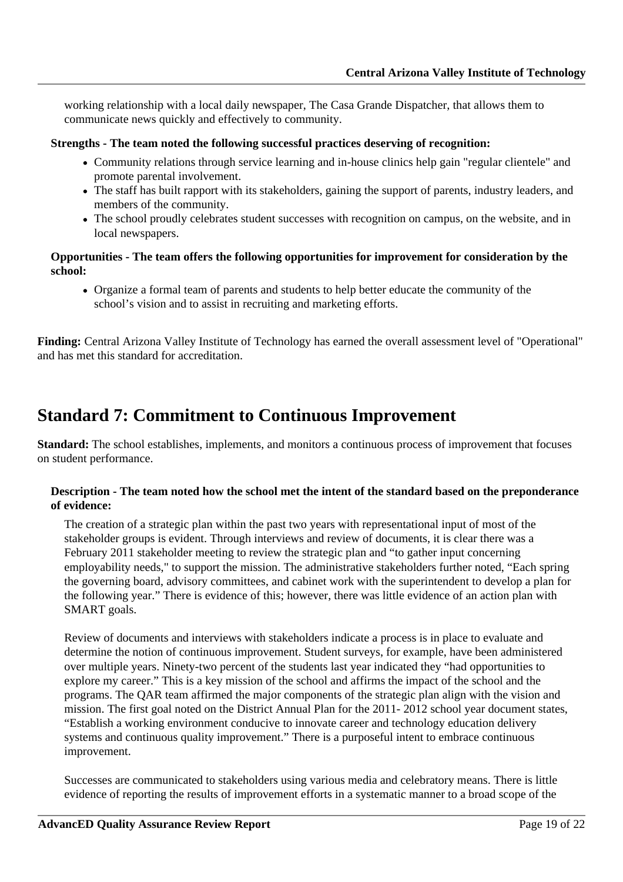working relationship with a local daily newspaper, The Casa Grande Dispatcher, that allows them to communicate news quickly and effectively to community.

**Strengths - The team noted the following successful practices deserving of recognition:**

- Community relations through service learning and in-house clinics help gain "regular clientele" and promote parental involvement.
- The staff has built rapport with its stakeholders, gaining the support of parents, industry leaders, and members of the community.
- The school proudly celebrates student successes with recognition on campus, on the website, and in local newspapers.

**Opportunities - The team offers the following opportunities for improvement for consideration by the school:**

- Organize a formal team of parents and students to help better educate the community of the school's vision and to assist in recruiting and marketing efforts.

**Finding:** Central Arizona Valley Institute of Technology has earned the overall assessment level of "Operational" and has met this standard for accreditation.

## Standard 7: Commitment to Continuous Improvement

**Standard:** The school establishes, implements, and monitors a continuous process of improvement that focuses on student performance.

**Description - The team noted how the school met the intent of the standard based on the preponderance of evidence:**

The creation of a strategic plan within the past two years with representational input of most of the stakeholder groups is evident. Through interviews and review of documents, it is clear there was a February 2011 stakeholder meeting to review the strategic plan and "to gather input concerning employability needs," to support the mission. The administrative stakeholders further noted, "Each spring the governing board, advisory committees, and cabinet work with the superintendent to develop a plan for the following year." There is evidence of this; however, there was little evidence of an action plan with SMART goals.

Review of documents and interviews with stakeholders indicate a process is in place to evaluate and determine the notion of continuous improvement. Student surveys, for example, have been administered over multiple years. Ninety-two percent of the students last year indicated they "had opportunities to explore my career." This is a key mission of the school and affirms the impact of the school and the programs. The QAR team affirmed the major components of the strategic plan align with the vision and mission. The first goal noted on the District Annual Plan for the 2011- 2012 school year document states, "Establish a working environment conducive to innovate career and technology education delivery systems and continuous quality improvement." There is a purposeful intent to embrace continuous improvement.

Successes are communicated to stakeholders using various media and celebratory means. There is little evidence of reporting the results of improvement efforts in a systematic manner to a broad scope of the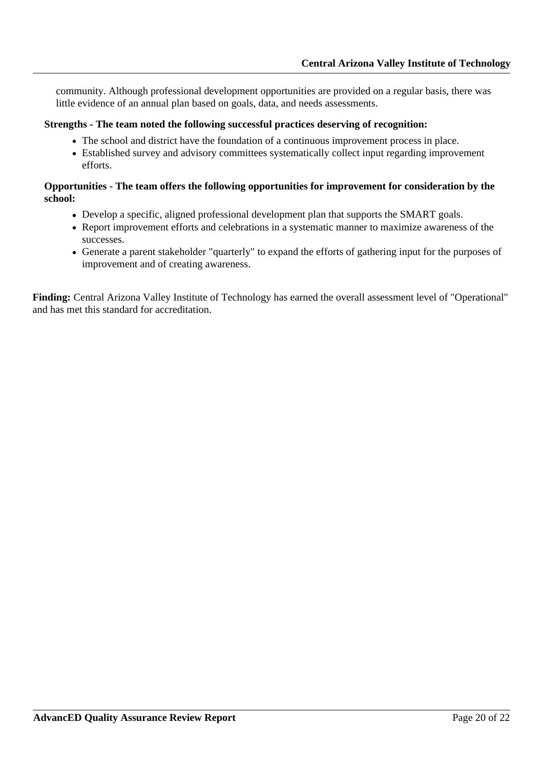community. Although professional development opportunities are provided on a regular basis, there was little evidence of an annual plan based on goals, data, and needs assessments.

**Strengths - The team noted the following successful practices deserving of recognition:**

- The school and district have the foundation of a continuous improvement process in place.
- Established survey and advisory committees systematically collect input regarding improvement efforts.

**Opportunities - The team offers the following opportunities for improvement for consideration by the school:**

- Develop a specific, aligned professional development plan that supports the SMART goals.
- Report improvement efforts and celebrations in a systematic manner to maximize awareness of the successes.
- Generate a parent stakeholder "quarterly" to expand the efforts of gathering input for the purposes of improvement and of creating awareness.

**Finding:** Central Arizona Valley Institute of Technology has earned the overall assessment level of "Operational" and has met this standard for accreditation.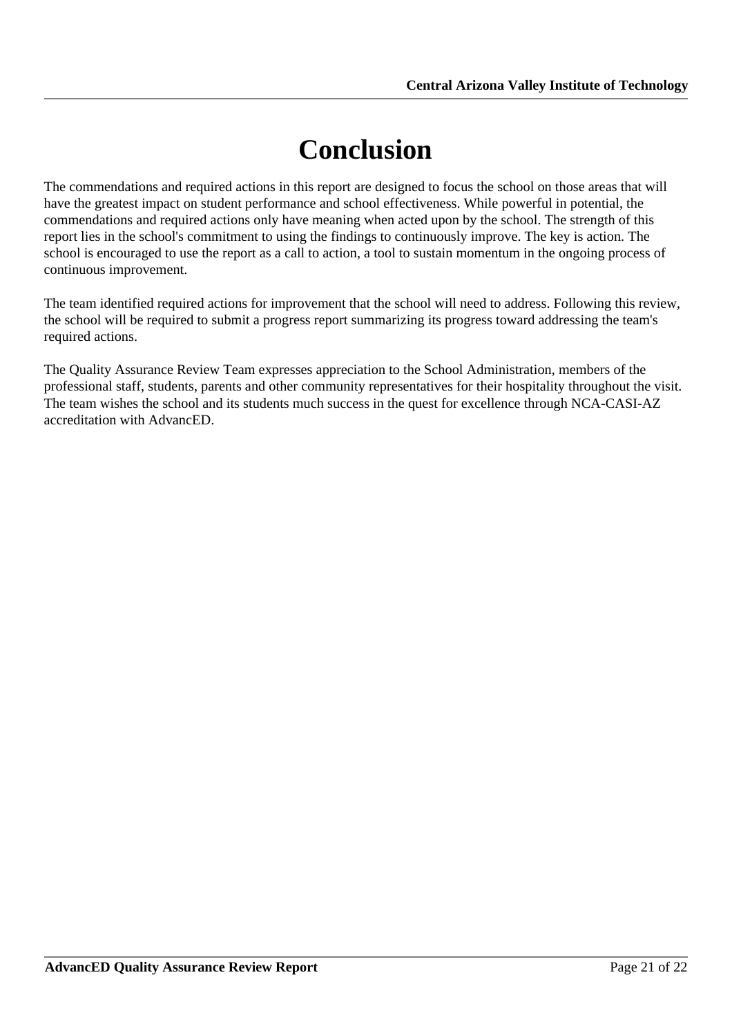# Conclusion

The commendations and required actions in this report are designed to focus the school on those areas that will have the greatest impact on student performance and school effectiveness. While powerful in potential, the commendations and required actions only have meaning when acted upon by the school. The strength of this report lies in the school's commitment to using the findings to continuously improve. The key is action. The school is encouraged to use the report as a call to action, a tool to sustain momentum in the ongoing process of continuous improvement.

The team identified required actions for improvement that the school will need to address. Following this review, the school will be required to submit a progress report summarizing its progress toward addressing the team's required actions.

The Quality Assurance Review Team expresses appreciation to the School Administration, members of the professional staff, students, parents and other community representatives for their hospitality throughout the visit. The team wishes the school and its students much success in the quest for excellence through NCA-CASI-AZ accreditation with AdvancED.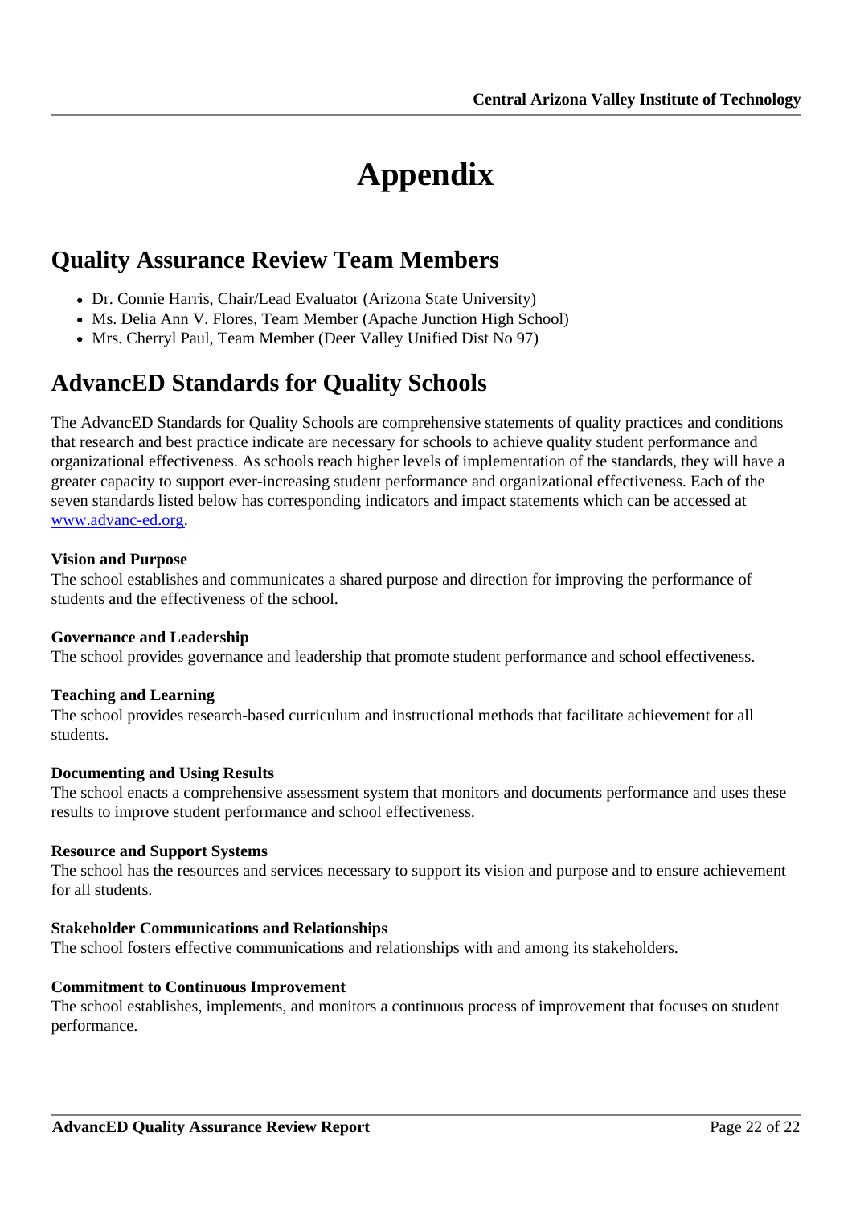# Appendix

## Quality Assurance Review Team Members

- Dr. Connie Harris, Chair/Lead Evaluator (Arizona State University)
- Ms. Delia Ann V. Flores, Team Member (Apache Junction High School)
- Mrs. Cherryl Paul, Team Member (Deer Valley Unified Dist No 97)

## AdvancED Standards for Quality Schools

The AdvancED Standards for Quality Schools are comprehensive statements of quality practices and conditions that research and best practice indicate are necessary for schools to achieve quality student performance and organizational effectiveness. As schools reach higher levels of implementation of the standards, they will have a greater capacity to support ever-increasing student performance and organizational effectiveness. Each of the seven standards listed below has corresponding indicators and impact statements which can be accessed at www.advanc-ed.org.

**Vision and Purpose**
The school establishes and communicates a shared purpose and direction for improving the performance of students and the effectiveness of the school.

**Governance and Leadership**
The school provides governance and leadership that promote student performance and school effectiveness.

**Teaching and Learning**
The school provides research-based curriculum and instructional methods that facilitate achievement for all students.

**Documenting and Using Results**
The school enacts a comprehensive assessment system that monitors and documents performance and uses these results to improve student performance and school effectiveness.

**Resource and Support Systems**
The school has the resources and services necessary to support its vision and purpose and to ensure achievement for all students.

**Stakeholder Communications and Relationships**
The school fosters effective communications and relationships with and among its stakeholders.

**Commitment to Continuous Improvement**
The school establishes, implements, and monitors a continuous process of improvement that focuses on student performance.